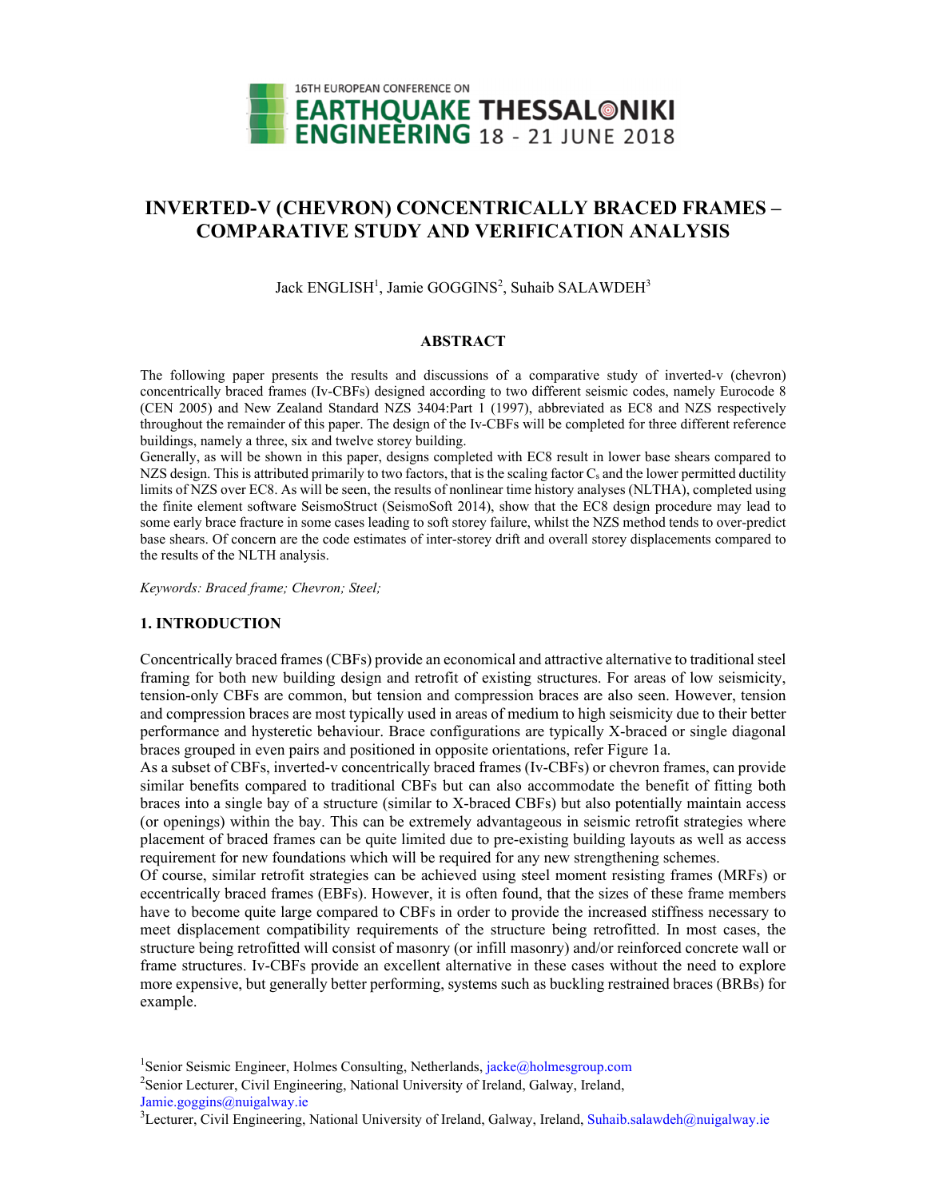16TH EUROPEAN CONFERENCE ON EARTHQUAKE ENGINEERING THESSALONIKI 18 - 21 JUNE 2018

# INVERTED-V (CHEVRON) CONCENTRICALLY BRACED FRAMES – COMPARATIVE STUDY AND VERIFICATION ANALYSIS

Jack ENGLISH[1], Jamie GOGGINS[2], Suhaib SALAWDEH[3]

## ABSTRACT

The following paper presents the results and discussions of a comparative study of inverted-v (chevron) concentrically braced frames (Iv-CBFs) designed according to two different seismic codes, namely Eurocode 8 (CEN 2005) and New Zealand Standard NZS 3404:Part 1 (1997), abbreviated as EC8 and NZS respectively throughout the remainder of this paper. The design of the Iv-CBFs will be completed for three different reference buildings, namely a three, six and twelve storey building.

Generally, as will be shown in this paper, designs completed with EC8 result in lower base shears compared to NZS design. This is attributed primarily to two factors, that is the scaling factor $C_s$ and the lower permitted ductility limits of NZS over EC8. As will be seen, the results of nonlinear time history analyses (NLTHA), completed using the finite element software SeismoStruct (SeismoSoft 2014), show that the EC8 design procedure may lead to some early brace fracture in some cases leading to soft storey failure, whilst the NZS method tends to over-predict base shears. Of concern are the code estimates of inter-storey drift and overall storey displacements compared to the results of the NLTH analysis.

*Keywords: Braced frame; Chevron; Steel;*

## 1. INTRODUCTION

Concentrically braced frames (CBFs) provide an economical and attractive alternative to traditional steel framing for both new building design and retrofit of existing structures. For areas of low seismicity, tension-only CBFs are common, but tension and compression braces are also seen. However, tension and compression braces are most typically used in areas of medium to high seismicity due to their better performance and hysteretic behaviour. Brace configurations are typically X-braced or single diagonal braces grouped in even pairs and positioned in opposite orientations, refer Figure 1a.

As a subset of CBFs, inverted-v concentrically braced frames (Iv-CBFs) or chevron frames, can provide similar benefits compared to traditional CBFs but can also accommodate the benefit of fitting both braces into a single bay of a structure (similar to X-braced CBFs) but also potentially maintain access (or openings) within the bay. This can be extremely advantageous in seismic retrofit strategies where placement of braced frames can be quite limited due to pre-existing building layouts as well as access requirement for new foundations which will be required for any new strengthening schemes.

Of course, similar retrofit strategies can be achieved using steel moment resisting frames (MRFs) or eccentrically braced frames (EBFs). However, it is often found, that the sizes of these frame members have to become quite large compared to CBFs in order to provide the increased stiffness necessary to meet displacement compatibility requirements of the structure being retrofitted. In most cases, the structure being retrofitted will consist of masonry (or infill masonry) and/or reinforced concrete wall or frame structures. Iv-CBFs provide an excellent alternative in these cases without the need to explore more expensive, but generally better performing, systems such as buckling restrained braces (BRBs) for example.

[1]Senior Seismic Engineer, Holmes Consulting, Netherlands, jacke@holmesgroup.com

[2]Senior Lecturer, Civil Engineering, National University of Ireland, Galway, Ireland, Jamie.goggins@nuigalway.ie

[3]Lecturer, Civil Engineering, National University of Ireland, Galway, Ireland, Suhaib.salawdeh@nuigalway.ie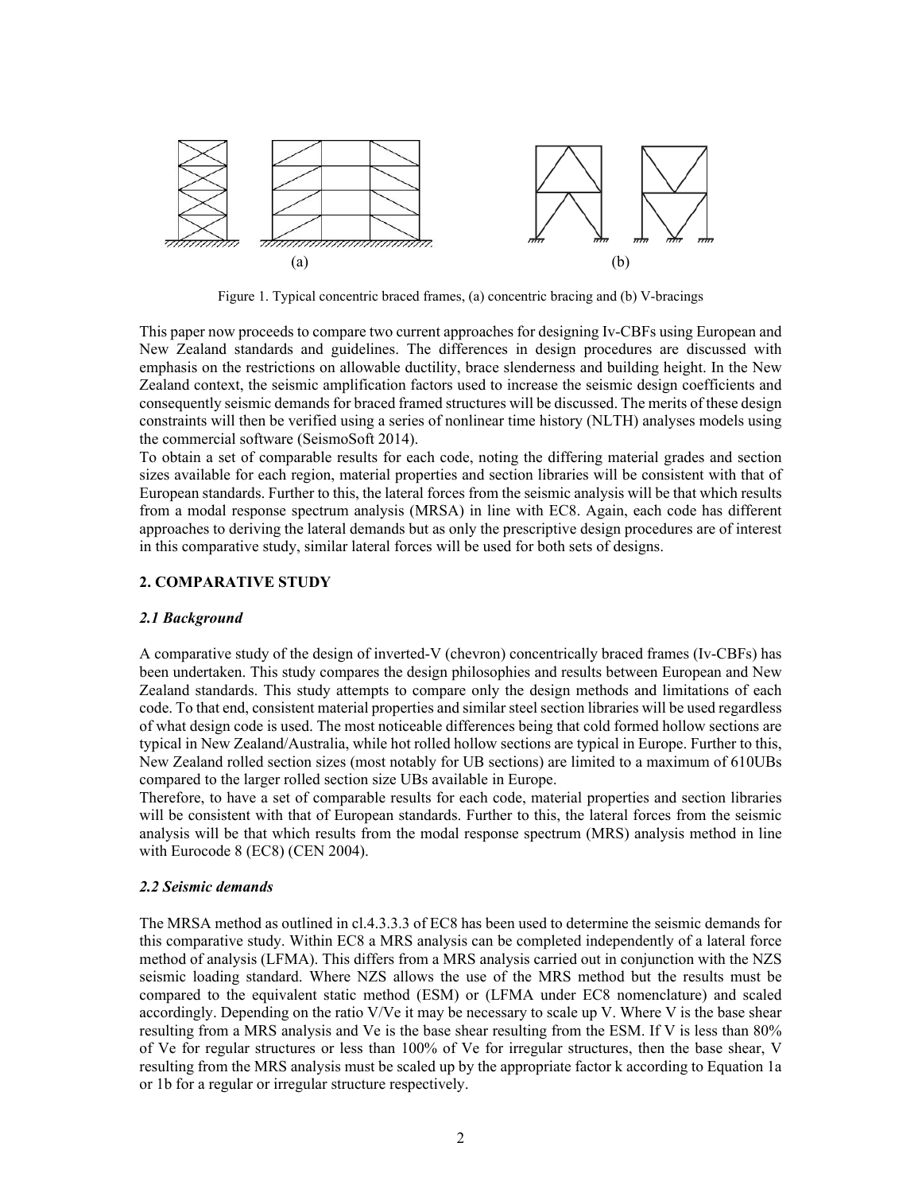Figure 1. Typical concentric braced frames, (a) concentric bracing and (b) V-bracings

This paper now proceeds to compare two current approaches for designing Iv-CBFs using European and New Zealand standards and guidelines. The differences in design procedures are discussed with emphasis on the restrictions on allowable ductility, brace slenderness and building height. In the New Zealand context, the seismic amplification factors used to increase the seismic design coefficients and consequently seismic demands for braced framed structures will be discussed. The merits of these design constraints will then be verified using a series of nonlinear time history (NLTH) analyses models using the commercial software (SeismoSoft 2014).

To obtain a set of comparable results for each code, noting the differing material grades and section sizes available for each region, material properties and section libraries will be consistent with that of European standards. Further to this, the lateral forces from the seismic analysis will be that which results from a modal response spectrum analysis (MRSA) in line with EC8. Again, each code has different approaches to deriving the lateral demands but as only the prescriptive design procedures are of interest in this comparative study, similar lateral forces will be used for both sets of designs.

## 2. COMPARATIVE STUDY

### *2.1 Background*

A comparative study of the design of inverted-V (chevron) concentrically braced frames (Iv-CBFs) has been undertaken. This study compares the design philosophies and results between European and New Zealand standards. This study attempts to compare only the design methods and limitations of each code. To that end, consistent material properties and similar steel section libraries will be used regardless of what design code is used. The most noticeable differences being that cold formed hollow sections are typical in New Zealand/Australia, while hot rolled hollow sections are typical in Europe. Further to this, New Zealand rolled section sizes (most notably for UB sections) are limited to a maximum of 610UBs compared to the larger rolled section size UBs available in Europe.

Therefore, to have a set of comparable results for each code, material properties and section libraries will be consistent with that of European standards. Further to this, the lateral forces from the seismic analysis will be that which results from the modal response spectrum (MRS) analysis method in line with Eurocode 8 (EC8) (CEN 2004).

### *2.2 Seismic demands*

The MRSA method as outlined in cl.4.3.3.3 of EC8 has been used to determine the seismic demands for this comparative study. Within EC8 a MRS analysis can be completed independently of a lateral force method of analysis (LFMA). This differs from a MRS analysis carried out in conjunction with the NZS seismic loading standard. Where NZS allows the use of the MRS method but the results must be compared to the equivalent static method (ESM) or (LFMA under EC8 nomenclature) and scaled accordingly. Depending on the ratio V/Ve it may be necessary to scale up V. Where V is the base shear resulting from a MRS analysis and Ve is the base shear resulting from the ESM. If V is less than 80% of Ve for regular structures or less than 100% of Ve for irregular structures, then the base shear, V resulting from the MRS analysis must be scaled up by the appropriate factor k according to Equation 1a or 1b for a regular or irregular structure respectively.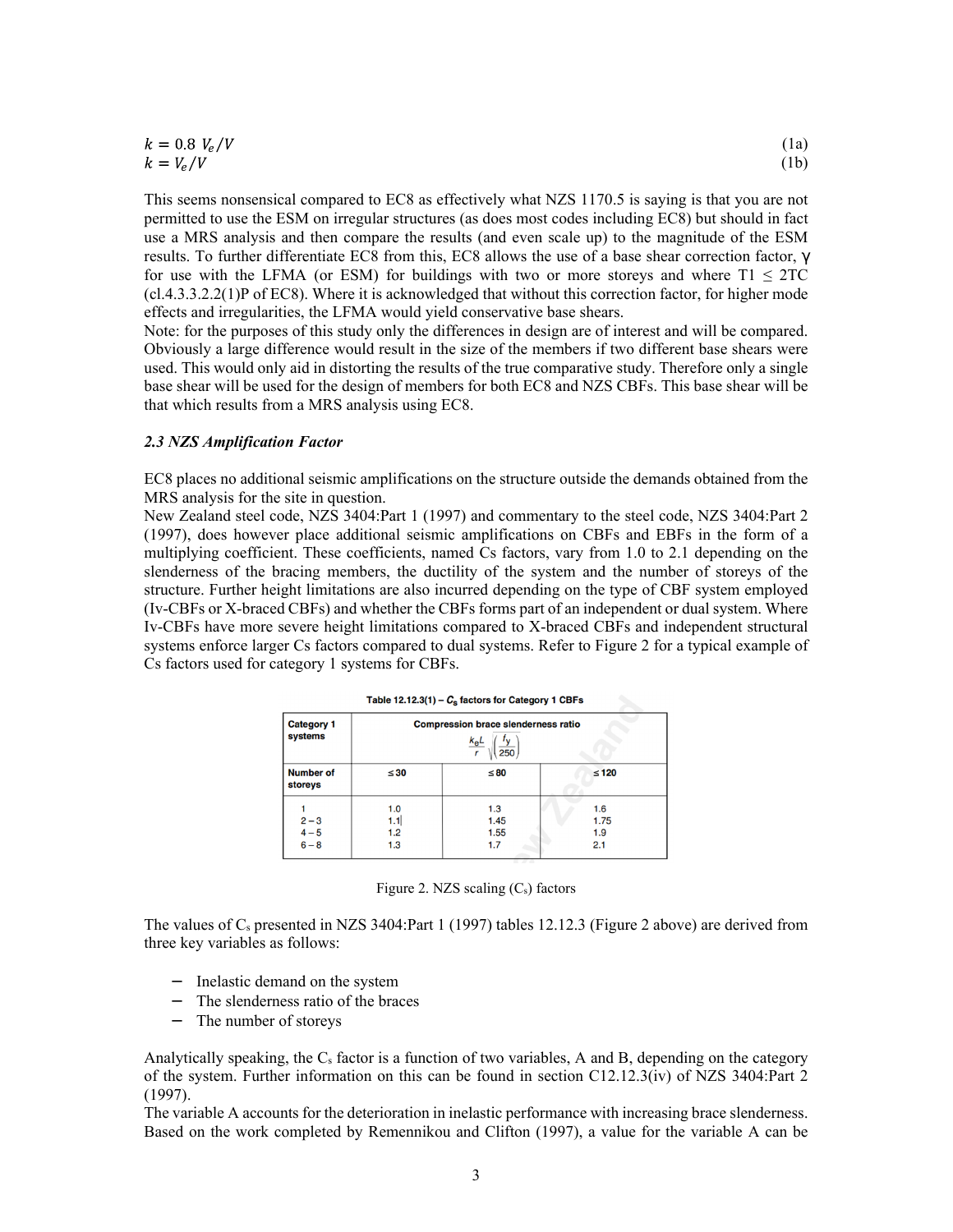$$k = 0.8\ V_e/V \tag{1a}$$

$$k = V_e/V \tag{1b}$$

This seems nonsensical compared to EC8 as effectively what NZS 1170.5 is saying is that you are not permitted to use the ESM on irregular structures (as does most codes including EC8) but should in fact use a MRS analysis and then compare the results (and even scale up) to the magnitude of the ESM results. To further differentiate EC8 from this, EC8 allows the use of a base shear correction factor, $\gamma$ for use with the LFMA (or ESM) for buildings with two or more storeys and where $T1 \leq 2TC$ (cl.4.3.3.2.2(1)P of EC8). Where it is acknowledged that without this correction factor, for higher mode effects and irregularities, the LFMA would yield conservative base shears.
Note: for the purposes of this study only the differences in design are of interest and will be compared. Obviously a large difference would result in the size of the members if two different base shears were used. This would only aid in distorting the results of the true comparative study. Therefore only a single base shear will be used for the design of members for both EC8 and NZS CBFs. This base shear will be that which results from a MRS analysis using EC8.

### *2.3 NZS Amplification Factor*

EC8 places no additional seismic amplifications on the structure outside the demands obtained from the MRS analysis for the site in question.
New Zealand steel code, NZS 3404:Part 1 (1997) and commentary to the steel code, NZS 3404:Part 2 (1997), does however place additional seismic amplifications on CBFs and EBFs in the form of a multiplying coefficient. These coefficients, named Cs factors, vary from 1.0 to 2.1 depending on the slenderness of the bracing members, the ductility of the system and the number of storeys of the structure. Further height limitations are also incurred depending on the type of CBF system employed (Iv-CBFs or X-braced CBFs) and whether the CBFs forms part of an independent or dual system. Where Iv-CBFs have more severe height limitations compared to X-braced CBFs and independent structural systems enforce larger Cs factors compared to dual systems. Refer to Figure 2 for a typical example of Cs factors used for category 1 systems for CBFs.

**Table 12.12.3(1) – $C_s$ factors for Category 1 CBFs**

| Category 1 systems | Compression brace slenderness ratio $\frac{k_e L}{r}\sqrt{\left(\frac{f_y}{250}\right)}$ | | |
|---|---|---|---|
| Number of storeys | ≤ 30 | ≤ 80 | ≤ 120 |
| 1 | 1.0 | 1.3 | 1.6 |
| 2 – 3 | 1.1 | 1.45 | 1.75 |
| 4 – 5 | 1.2 | 1.55 | 1.9 |
| 6 – 8 | 1.3 | 1.7 | 2.1 |

Figure 2. NZS scaling ($C_s$) factors

The values of $C_s$ presented in NZS 3404:Part 1 (1997) tables 12.12.3 (Figure 2 above) are derived from three key variables as follows:

- Inelastic demand on the system
- The slenderness ratio of the braces
- The number of storeys

Analytically speaking, the $C_s$ factor is a function of two variables, A and B, depending on the category of the system. Further information on this can be found in section C12.12.3(iv) of NZS 3404:Part 2 (1997).
The variable A accounts for the deterioration in inelastic performance with increasing brace slenderness. Based on the work completed by Remennikou and Clifton (1997), a value for the variable A can be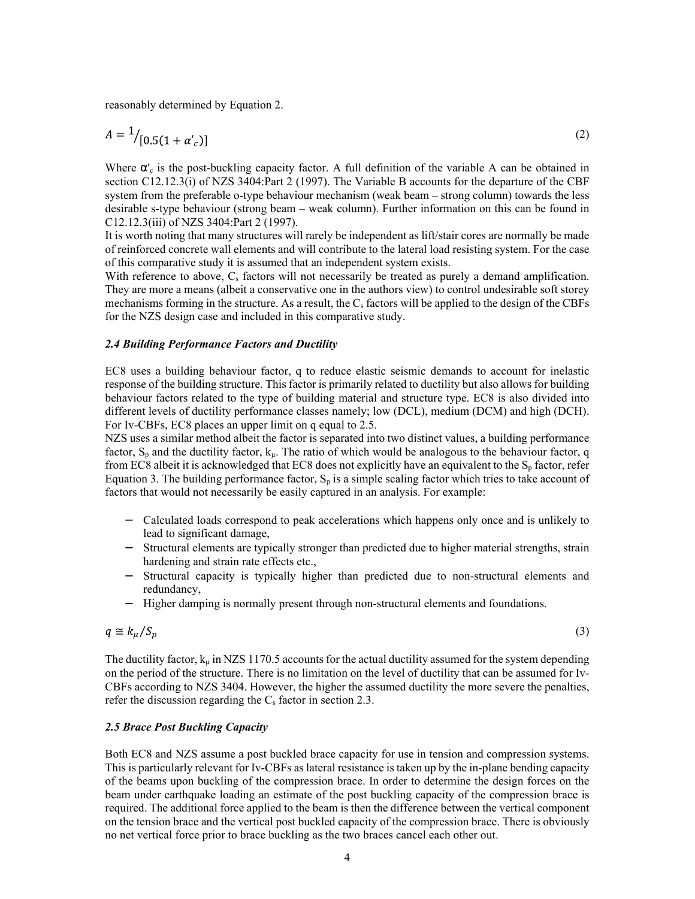reasonably determined by Equation 2.

$$A = {}^{1}/_{[0.5(1+\alpha'_c)]} \tag{2}$$

Where $\alpha'_c$ is the post-buckling capacity factor. A full definition of the variable A can be obtained in section C12.12.3(i) of NZS 3404:Part 2 (1997). The Variable B accounts for the departure of the CBF system from the preferable o-type behaviour mechanism (weak beam – strong column) towards the less desirable s-type behaviour (strong beam – weak column). Further information on this can be found in C12.12.3(iii) of NZS 3404:Part 2 (1997).

It is worth noting that many structures will rarely be independent as lift/stair cores are normally be made of reinforced concrete wall elements and will contribute to the lateral load resisting system. For the case of this comparative study it is assumed that an independent system exists.

With reference to above, $C_s$ factors will not necessarily be treated as purely a demand amplification. They are more a means (albeit a conservative one in the authors view) to control undesirable soft storey mechanisms forming in the structure. As a result, the $C_s$ factors will be applied to the design of the CBFs for the NZS design case and included in this comparative study.

### *2.4 Building Performance Factors and Ductility*

EC8 uses a building behaviour factor, q to reduce elastic seismic demands to account for inelastic response of the building structure. This factor is primarily related to ductility but also allows for building behaviour factors related to the type of building material and structure type. EC8 is also divided into different levels of ductility performance classes namely; low (DCL), medium (DCM) and high (DCH). For Iv-CBFs, EC8 places an upper limit on q equal to 2.5.

NZS uses a similar method albeit the factor is separated into two distinct values, a building performance factor, $S_p$ and the ductility factor, $k_\mu$. The ratio of which would be analogous to the behaviour factor, q from EC8 albeit it is acknowledged that EC8 does not explicitly have an equivalent to the $S_p$ factor, refer Equation 3. The building performance factor, $S_p$ is a simple scaling factor which tries to take account of factors that would not necessarily be easily captured in an analysis. For example:

- Calculated loads correspond to peak accelerations which happens only once and is unlikely to lead to significant damage,
- Structural elements are typically stronger than predicted due to higher material strengths, strain hardening and strain rate effects etc.,
- Structural capacity is typically higher than predicted due to non-structural elements and redundancy,
- Higher damping is normally present through non-structural elements and foundations.

$$q \cong k_\mu / S_p \tag{3}$$

The ductility factor, $k_\mu$ in NZS 1170.5 accounts for the actual ductility assumed for the system depending on the period of the structure. There is no limitation on the level of ductility that can be assumed for Iv-CBFs according to NZS 3404. However, the higher the assumed ductility the more severe the penalties, refer the discussion regarding the $C_s$ factor in section 2.3.

### *2.5 Brace Post Buckling Capacity*

Both EC8 and NZS assume a post buckled brace capacity for use in tension and compression systems. This is particularly relevant for Iv-CBFs as lateral resistance is taken up by the in-plane bending capacity of the beams upon buckling of the compression brace. In order to determine the design forces on the beam under earthquake loading an estimate of the post buckling capacity of the compression brace is required. The additional force applied to the beam is then the difference between the vertical component on the tension brace and the vertical post buckled capacity of the compression brace. There is obviously no net vertical force prior to brace buckling as the two braces cancel each other out.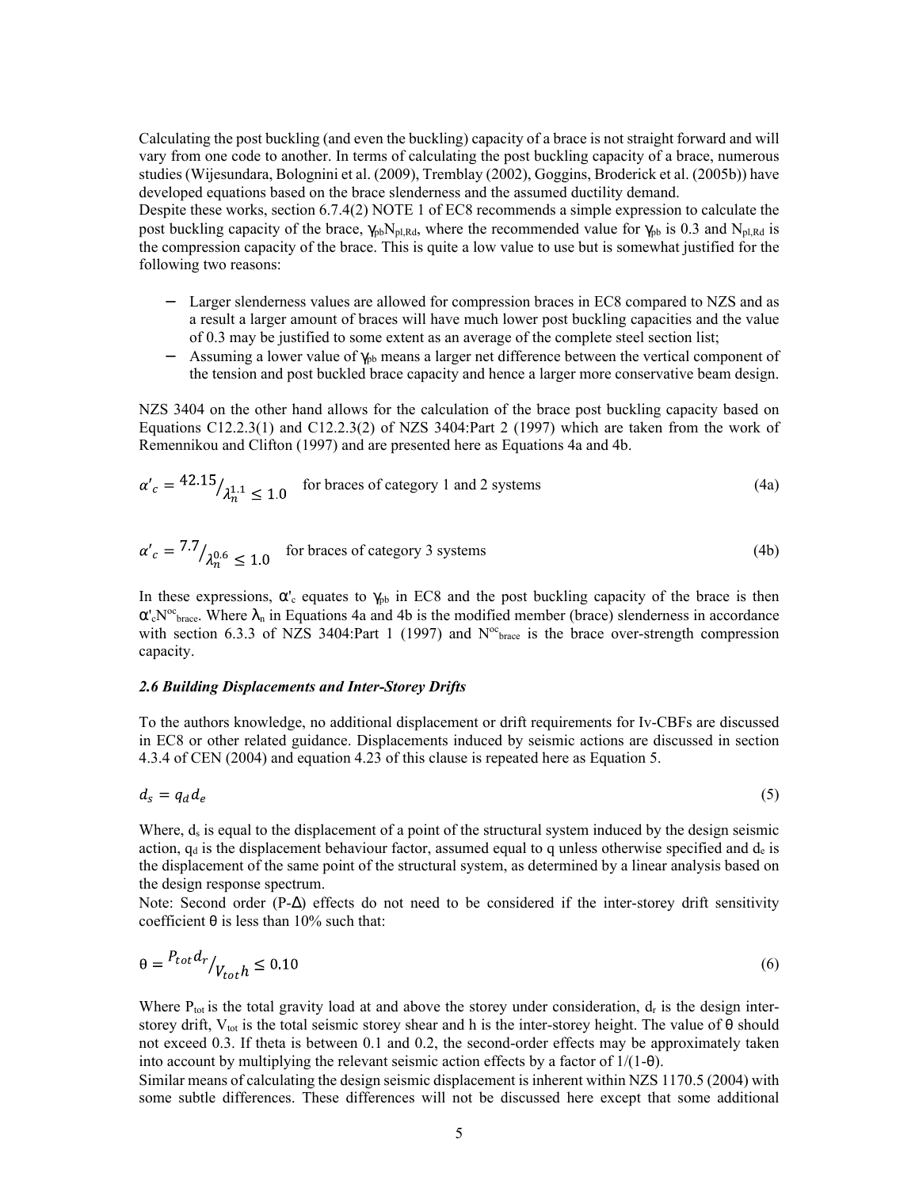Calculating the post buckling (and even the buckling) capacity of a brace is not straight forward and will vary from one code to another. In terms of calculating the post buckling capacity of a brace, numerous studies (Wijesundara, Bolognini et al. (2009), Tremblay (2002), Goggins, Broderick et al. (2005b)) have developed equations based on the brace slenderness and the assumed ductility demand.

Despite these works, section 6.7.4(2) NOTE 1 of EC8 recommends a simple expression to calculate the post buckling capacity of the brace, $\gamma_{pb}N_{pl,Rd}$, where the recommended value for $\gamma_{pb}$ is 0.3 and $N_{pl,Rd}$ is the compression capacity of the brace. This is quite a low value to use but is somewhat justified for the following two reasons:

- Larger slenderness values are allowed for compression braces in EC8 compared to NZS and as a result a larger amount of braces will have much lower post buckling capacities and the value of 0.3 may be justified to some extent as an average of the complete steel section list;
- Assuming a lower value of $\gamma_{pb}$ means a larger net difference between the vertical component of the tension and post buckled brace capacity and hence a larger more conservative beam design.

NZS 3404 on the other hand allows for the calculation of the brace post buckling capacity based on Equations C12.2.3(1) and C12.2.3(2) of NZS 3404:Part 2 (1997) which are taken from the work of Remennikou and Clifton (1997) and are presented here as Equations 4a and 4b.

$$\alpha'_c = {}^{42.15}/_{\lambda_n^{1.1}} \leq 1.0 \quad \text{for braces of category 1 and 2 systems} \tag{4a}$$

$$\alpha'_c = {}^{7.7}/_{\lambda_n^{0.6}} \leq 1.0 \quad \text{for braces of category 3 systems} \tag{4b}$$

In these expressions, $\alpha'_c$ equates to $\gamma_{pb}$ in EC8 and the post buckling capacity of the brace is then $\alpha'_c N^{oc}_{brace}$. Where $\lambda_n$ in Equations 4a and 4b is the modified member (brace) slenderness in accordance with section 6.3.3 of NZS 3404:Part 1 (1997) and $N^{oc}_{brace}$ is the brace over-strength compression capacity.

### *2.6 Building Displacements and Inter-Storey Drifts*

To the authors knowledge, no additional displacement or drift requirements for Iv-CBFs are discussed in EC8 or other related guidance. Displacements induced by seismic actions are discussed in section 4.3.4 of CEN (2004) and equation 4.23 of this clause is repeated here as Equation 5.

$$d_s = q_d d_e \tag{5}$$

Where, $d_s$ is equal to the displacement of a point of the structural system induced by the design seismic action, $q_d$ is the displacement behaviour factor, assumed equal to q unless otherwise specified and $d_e$ is the displacement of the same point of the structural system, as determined by a linear analysis based on the design response spectrum.

Note: Second order (P-$\Delta$) effects do not need to be considered if the inter-storey drift sensitivity coefficient $\theta$ is less than 10% such that:

$$\theta = {}^{P_{tot} d_r}/_{V_{tot} h} \leq 0.10 \tag{6}$$

Where $P_{tot}$ is the total gravity load at and above the storey under consideration, $d_r$ is the design inter-storey drift, $V_{tot}$ is the total seismic storey shear and h is the inter-storey height. The value of $\theta$ should not exceed 0.3. If theta is between 0.1 and 0.2, the second-order effects may be approximately taken into account by multiplying the relevant seismic action effects by a factor of $1/(1-\theta)$.

Similar means of calculating the design seismic displacement is inherent within NZS 1170.5 (2004) with some subtle differences. These differences will not be discussed here except that some additional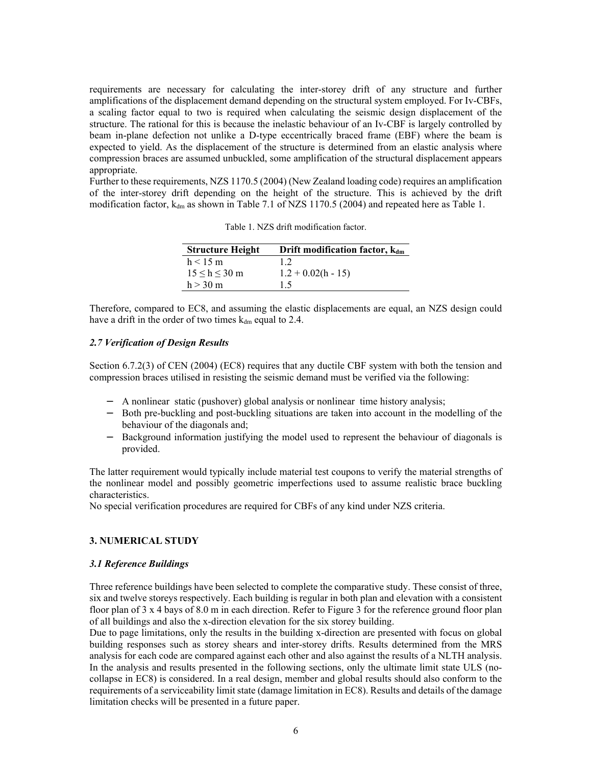requirements are necessary for calculating the inter-storey drift of any structure and further amplifications of the displacement demand depending on the structural system employed. For Iv-CBFs, a scaling factor equal to two is required when calculating the seismic design displacement of the structure. The rational for this is because the inelastic behaviour of an Iv-CBF is largely controlled by beam in-plane defection not unlike a D-type eccentrically braced frame (EBF) where the beam is expected to yield. As the displacement of the structure is determined from an elastic analysis where compression braces are assumed unbuckled, some amplification of the structural displacement appears appropriate.

Further to these requirements, NZS 1170.5 (2004) (New Zealand loading code) requires an amplification of the inter-storey drift depending on the height of the structure. This is achieved by the drift modification factor, $k_{dm}$ as shown in Table 7.1 of NZS 1170.5 (2004) and repeated here as Table 1.

Table 1. NZS drift modification factor.

| Structure Height | Drift modification factor, $k_{dm}$ |
|---|---|
| $h < 15$ m | 1.2 |
| $15 \leq h \leq 30$ m | $1.2 + 0.02(h - 15)$ |
| $h > 30$ m | 1.5 |

Therefore, compared to EC8, and assuming the elastic displacements are equal, an NZS design could have a drift in the order of two times $k_{dm}$ equal to 2.4.

### *2.7 Verification of Design Results*

Section 6.7.2(3) of CEN (2004) (EC8) requires that any ductile CBF system with both the tension and compression braces utilised in resisting the seismic demand must be verified via the following:

- A nonlinear static (pushover) global analysis or nonlinear time history analysis;
- Both pre-buckling and post-buckling situations are taken into account in the modelling of the behaviour of the diagonals and;
- Background information justifying the model used to represent the behaviour of diagonals is provided.

The latter requirement would typically include material test coupons to verify the material strengths of the nonlinear model and possibly geometric imperfections used to assume realistic brace buckling characteristics.

No special verification procedures are required for CBFs of any kind under NZS criteria.

## 3. NUMERICAL STUDY

### *3.1 Reference Buildings*

Three reference buildings have been selected to complete the comparative study. These consist of three, six and twelve storeys respectively. Each building is regular in both plan and elevation with a consistent floor plan of 3 x 4 bays of 8.0 m in each direction. Refer to Figure 3 for the reference ground floor plan of all buildings and also the x-direction elevation for the six storey building.

Due to page limitations, only the results in the building x-direction are presented with focus on global building responses such as storey shears and inter-storey drifts. Results determined from the MRS analysis for each code are compared against each other and also against the results of a NLTH analysis. In the analysis and results presented in the following sections, only the ultimate limit state ULS (no-collapse in EC8) is considered. In a real design, member and global results should also conform to the requirements of a serviceability limit state (damage limitation in EC8). Results and details of the damage limitation checks will be presented in a future paper.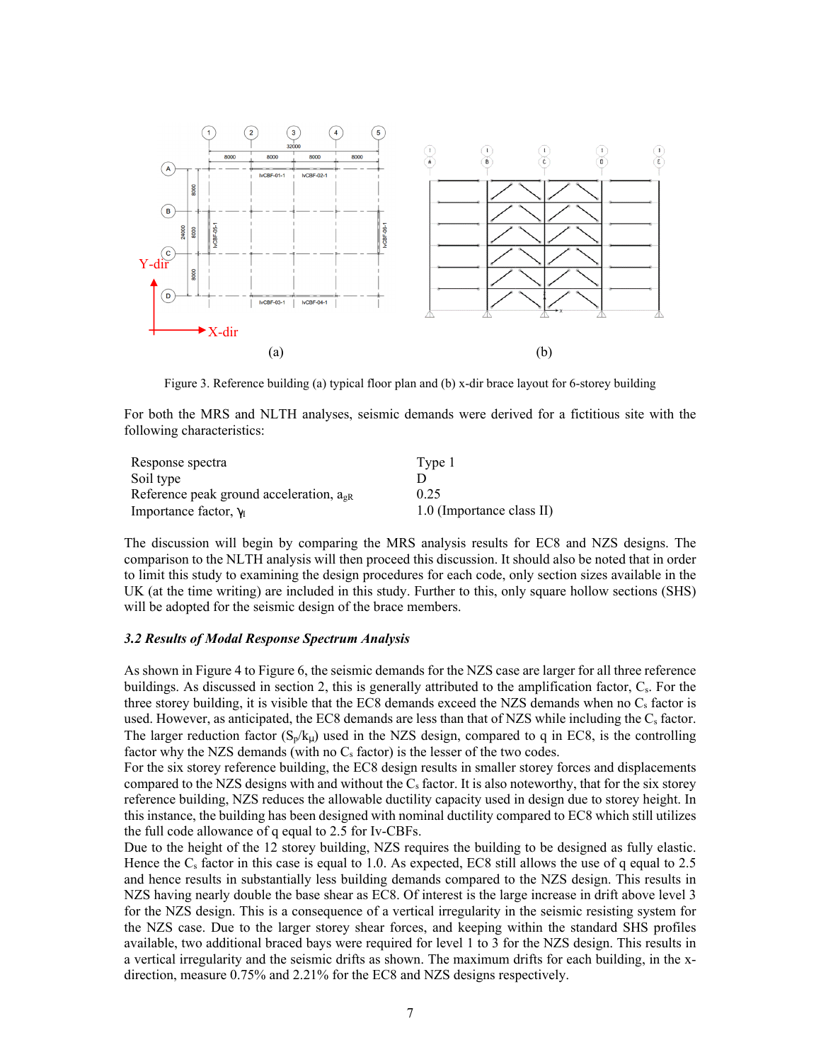Figure 3. Reference building (a) typical floor plan and (b) x-dir brace layout for 6-storey building

For both the MRS and NLTH analyses, seismic demands were derived for a fictitious site with the following characteristics:

| | |
|---|---|
| Response spectra | Type 1 |
| Soil type | D |
| Reference peak ground acceleration, $a_{gR}$ | 0.25 |
| Importance factor, $\gamma_I$ | 1.0 (Importance class II) |

The discussion will begin by comparing the MRS analysis results for EC8 and NZS designs. The comparison to the NLTH analysis will then proceed this discussion. It should also be noted that in order to limit this study to examining the design procedures for each code, only section sizes available in the UK (at the time writing) are included in this study. Further to this, only square hollow sections (SHS) will be adopted for the seismic design of the brace members.

### *3.2 Results of Modal Response Spectrum Analysis*

As shown in Figure 4 to Figure 6, the seismic demands for the NZS case are larger for all three reference buildings. As discussed in section 2, this is generally attributed to the amplification factor, $C_s$. For the three storey building, it is visible that the EC8 demands exceed the NZS demands when no $C_s$ factor is used. However, as anticipated, the EC8 demands are less than that of NZS while including the $C_s$ factor. The larger reduction factor ($S_p/k_\mu$) used in the NZS design, compared to q in EC8, is the controlling factor why the NZS demands (with no $C_s$ factor) is the lesser of the two codes.

For the six storey reference building, the EC8 design results in smaller storey forces and displacements compared to the NZS designs with and without the $C_s$ factor. It is also noteworthy, that for the six storey reference building, NZS reduces the allowable ductility capacity used in design due to storey height. In this instance, the building has been designed with nominal ductility compared to EC8 which still utilizes the full code allowance of q equal to 2.5 for Iv-CBFs.

Due to the height of the 12 storey building, NZS requires the building to be designed as fully elastic. Hence the $C_s$ factor in this case is equal to 1.0. As expected, EC8 still allows the use of q equal to 2.5 and hence results in substantially less building demands compared to the NZS design. This results in NZS having nearly double the base shear as EC8. Of interest is the large increase in drift above level 3 for the NZS design. This is a consequence of a vertical irregularity in the seismic resisting system for the NZS case. Due to the larger storey shear forces, and keeping within the standard SHS profiles available, two additional braced bays were required for level 1 to 3 for the NZS design. This results in a vertical irregularity and the seismic drifts as shown. The maximum drifts for each building, in the x-direction, measure 0.75% and 2.21% for the EC8 and NZS designs respectively.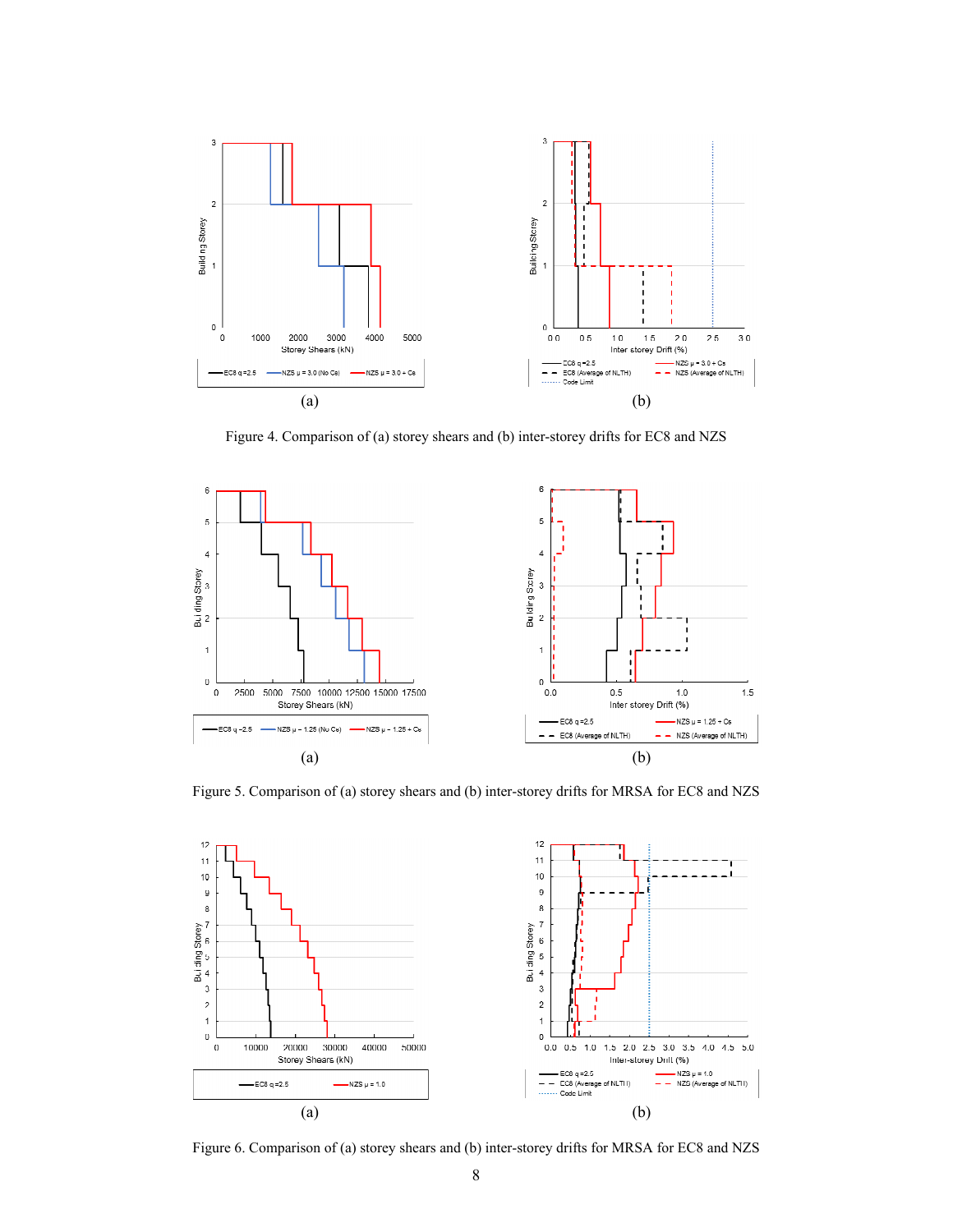(a)

(b)

Figure 4. Comparison of (a) storey shears and (b) inter-storey drifts for EC8 and NZS

(a)

(b)

Figure 5. Comparison of (a) storey shears and (b) inter-storey drifts for MRSA for EC8 and NZS

(a)

(b)

Figure 6. Comparison of (a) storey shears and (b) inter-storey drifts for MRSA for EC8 and NZS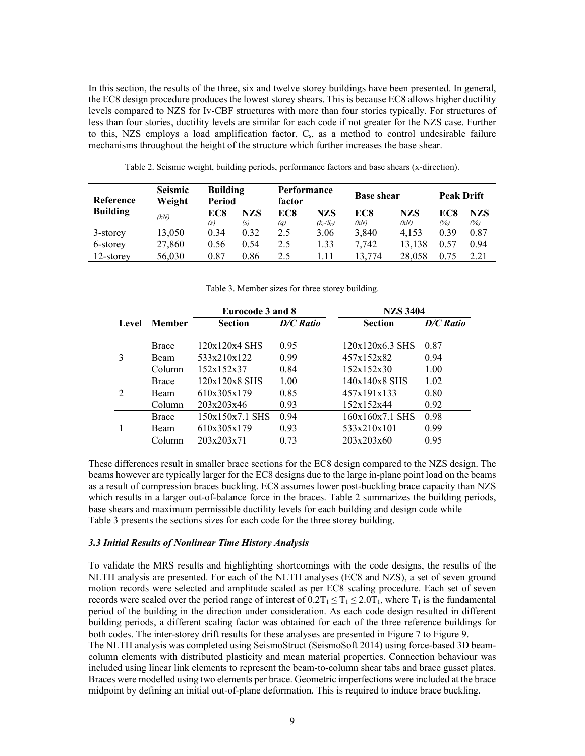In this section, the results of the three, six and twelve storey buildings have been presented. In general, the EC8 design procedure produces the lowest storey shears. This is because EC8 allows higher ductility levels compared to NZS for Iv-CBF structures with more than four stories typically. For structures of less than four stories, ductility levels are similar for each code if not greater for the NZS case. Further to this, NZS employs a load amplification factor, $C_s$, as a method to control undesirable failure mechanisms throughout the height of the structure which further increases the base shear.

Table 2. Seismic weight, building periods, performance factors and base shears (x-direction).

| Reference Building | Seismic Weight | Building Period | | Performance factor | | Base shear | | Peak Drift | |
|---|---|---|---|---|---|---|---|---|---|
| | *(kN)* | EC8 *(s)* | NZS *(s)* | EC8 *(q)* | NZS *($k_\mu/S_p$)* | EC8 *(kN)* | NZS *(kN)* | EC8 *(%)* | NZS *(%)* |
| 3-storey | 13,050 | 0.34 | 0.32 | 2.5 | 3.06 | 3,840 | 4,153 | 0.39 | 0.87 |
| 6-storey | 27,860 | 0.56 | 0.54 | 2.5 | 1.33 | 7,742 | 13,138 | 0.57 | 0.94 |
| 12-storey | 56,030 | 0.87 | 0.86 | 2.5 | 1.11 | 13,774 | 28,058 | 0.75 | 2.21 |

Table 3. Member sizes for three storey building.

| | | Eurocode 3 and 8 | | NZS 3404 | |
|---|---|---|---|---|---|
| Level | Member | Section | *D/C Ratio* | Section | *D/C Ratio* |
| 3 | Brace | 120x120x4 SHS | 0.95 | 120x120x6.3 SHS | 0.87 |
| | Beam | 533x210x122 | 0.99 | 457x152x82 | 0.94 |
| | Column | 152x152x37 | 0.84 | 152x152x30 | 1.00 |
| 2 | Brace | 120x120x8 SHS | 1.00 | 140x140x8 SHS | 1.02 |
| | Beam | 610x305x179 | 0.85 | 457x191x133 | 0.80 |
| | Column | 203x203x46 | 0.93 | 152x152x44 | 0.92 |
| 1 | Brace | 150x150x7.1 SHS | 0.94 | 160x160x7.1 SHS | 0.98 |
| | Beam | 610x305x179 | 0.93 | 533x210x101 | 0.99 |
| | Column | 203x203x71 | 0.73 | 203x203x60 | 0.95 |

These differences result in smaller brace sections for the EC8 design compared to the NZS design. The beams however are typically larger for the EC8 designs due to the large in-plane point load on the beams as a result of compression braces buckling. EC8 assumes lower post-buckling brace capacity than NZS which results in a larger out-of-balance force in the braces. Table 2 summarizes the building periods, base shears and maximum permissible ductility levels for each building and design code while Table 3 presents the sections sizes for each code for the three storey building.

### *3.3 Initial Results of Nonlinear Time History Analysis*

To validate the MRS results and highlighting shortcomings with the code designs, the results of the NLTH analysis are presented. For each of the NLTH analyses (EC8 and NZS), a set of seven ground motion records were selected and amplitude scaled as per EC8 scaling procedure. Each set of seven records were scaled over the period range of interest of $0.2T_1 \leq T_1 \leq 2.0T_1$, where $T_1$ is the fundamental period of the building in the direction under consideration. As each code design resulted in different building periods, a different scaling factor was obtained for each of the three reference buildings for both codes. The inter-storey drift results for these analyses are presented in Figure 7 to Figure 9.

The NLTH analysis was completed using SeismoStruct (SeismoSoft 2014) using force-based 3D beam-column elements with distributed plasticity and mean material properties. Connection behaviour was included using linear link elements to represent the beam-to-column shear tabs and brace gusset plates. Braces were modelled using two elements per brace. Geometric imperfections were included at the brace midpoint by defining an initial out-of-plane deformation. This is required to induce brace buckling.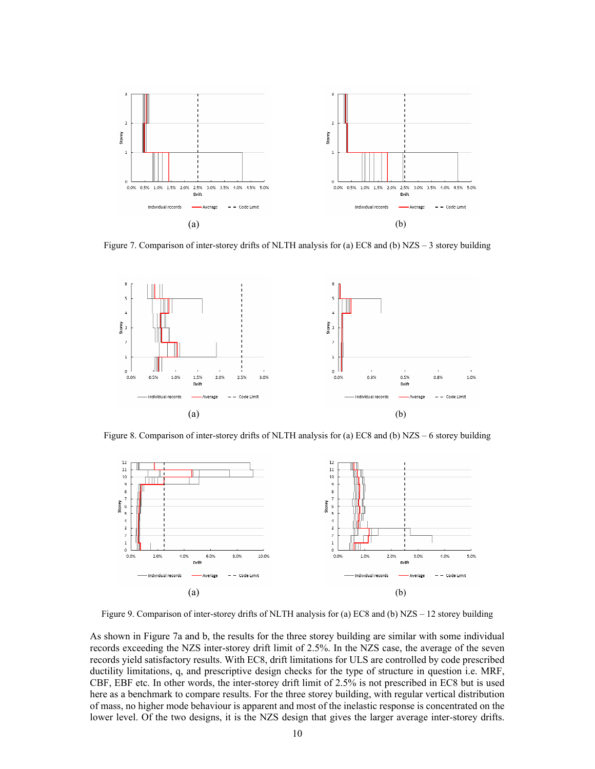(a)

(b)

Figure 7. Comparison of inter-storey drifts of NLTH analysis for (a) EC8 and (b) NZS – 3 storey building

(a)

(b)

Figure 8. Comparison of inter-storey drifts of NLTH analysis for (a) EC8 and (b) NZS – 6 storey building

(a)

(b)

Figure 9. Comparison of inter-storey drifts of NLTH analysis for (a) EC8 and (b) NZS – 12 storey building

As shown in Figure 7a and b, the results for the three storey building are similar with some individual records exceeding the NZS inter-storey drift limit of 2.5%. In the NZS case, the average of the seven records yield satisfactory results. With EC8, drift limitations for ULS are controlled by code prescribed ductility limitations, q, and prescriptive design checks for the type of structure in question i.e. MRF, CBF, EBF etc. In other words, the inter-storey drift limit of 2.5% is not prescribed in EC8 but is used here as a benchmark to compare results. For the three storey building, with regular vertical distribution of mass, no higher mode behaviour is apparent and most of the inelastic response is concentrated on the lower level. Of the two designs, it is the NZS design that gives the larger average inter-storey drifts.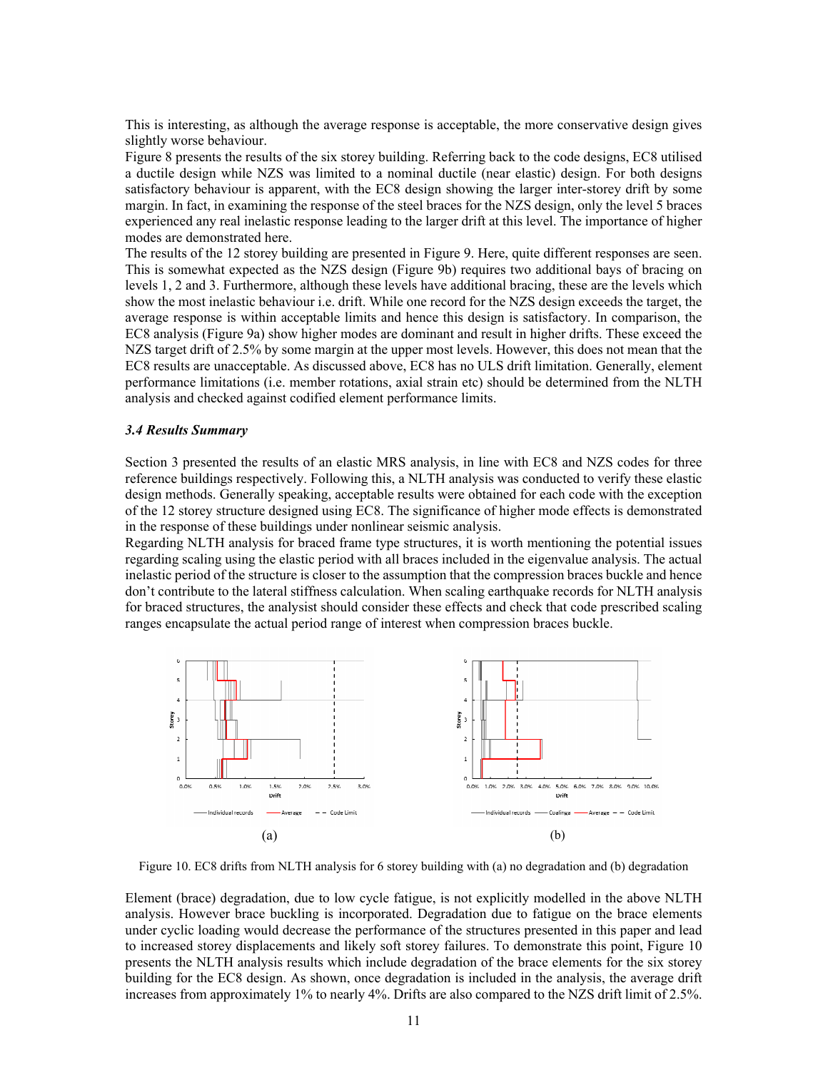This is interesting, as although the average response is acceptable, the more conservative design gives slightly worse behaviour.

Figure 8 presents the results of the six storey building. Referring back to the code designs, EC8 utilised a ductile design while NZS was limited to a nominal ductile (near elastic) design. For both designs satisfactory behaviour is apparent, with the EC8 design showing the larger inter-storey drift by some margin. In fact, in examining the response of the steel braces for the NZS design, only the level 5 braces experienced any real inelastic response leading to the larger drift at this level. The importance of higher modes are demonstrated here.

The results of the 12 storey building are presented in Figure 9. Here, quite different responses are seen. This is somewhat expected as the NZS design (Figure 9b) requires two additional bays of bracing on levels 1, 2 and 3. Furthermore, although these levels have additional bracing, these are the levels which show the most inelastic behaviour i.e. drift. While one record for the NZS design exceeds the target, the average response is within acceptable limits and hence this design is satisfactory. In comparison, the EC8 analysis (Figure 9a) show higher modes are dominant and result in higher drifts. These exceed the NZS target drift of 2.5% by some margin at the upper most levels. However, this does not mean that the EC8 results are unacceptable. As discussed above, EC8 has no ULS drift limitation. Generally, element performance limitations (i.e. member rotations, axial strain etc) should be determined from the NLTH analysis and checked against codified element performance limits.

### *3.4 Results Summary*

Section 3 presented the results of an elastic MRS analysis, in line with EC8 and NZS codes for three reference buildings respectively. Following this, a NLTH analysis was conducted to verify these elastic design methods. Generally speaking, acceptable results were obtained for each code with the exception of the 12 storey structure designed using EC8. The significance of higher mode effects is demonstrated in the response of these buildings under nonlinear seismic analysis.

Regarding NLTH analysis for braced frame type structures, it is worth mentioning the potential issues regarding scaling using the elastic period with all braces included in the eigenvalue analysis. The actual inelastic period of the structure is closer to the assumption that the compression braces buckle and hence don't contribute to the lateral stiffness calculation. When scaling earthquake records for NLTH analysis for braced structures, the analysist should consider these effects and check that code prescribed scaling ranges encapsulate the actual period range of interest when compression braces buckle.

(a) (b)

Figure 10. EC8 drifts from NLTH analysis for 6 storey building with (a) no degradation and (b) degradation

Element (brace) degradation, due to low cycle fatigue, is not explicitly modelled in the above NLTH analysis. However brace buckling is incorporated. Degradation due to fatigue on the brace elements under cyclic loading would decrease the performance of the structures presented in this paper and lead to increased storey displacements and likely soft storey failures. To demonstrate this point, Figure 10 presents the NLTH analysis results which include degradation of the brace elements for the six storey building for the EC8 design. As shown, once degradation is included in the analysis, the average drift increases from approximately 1% to nearly 4%. Drifts are also compared to the NZS drift limit of 2.5%.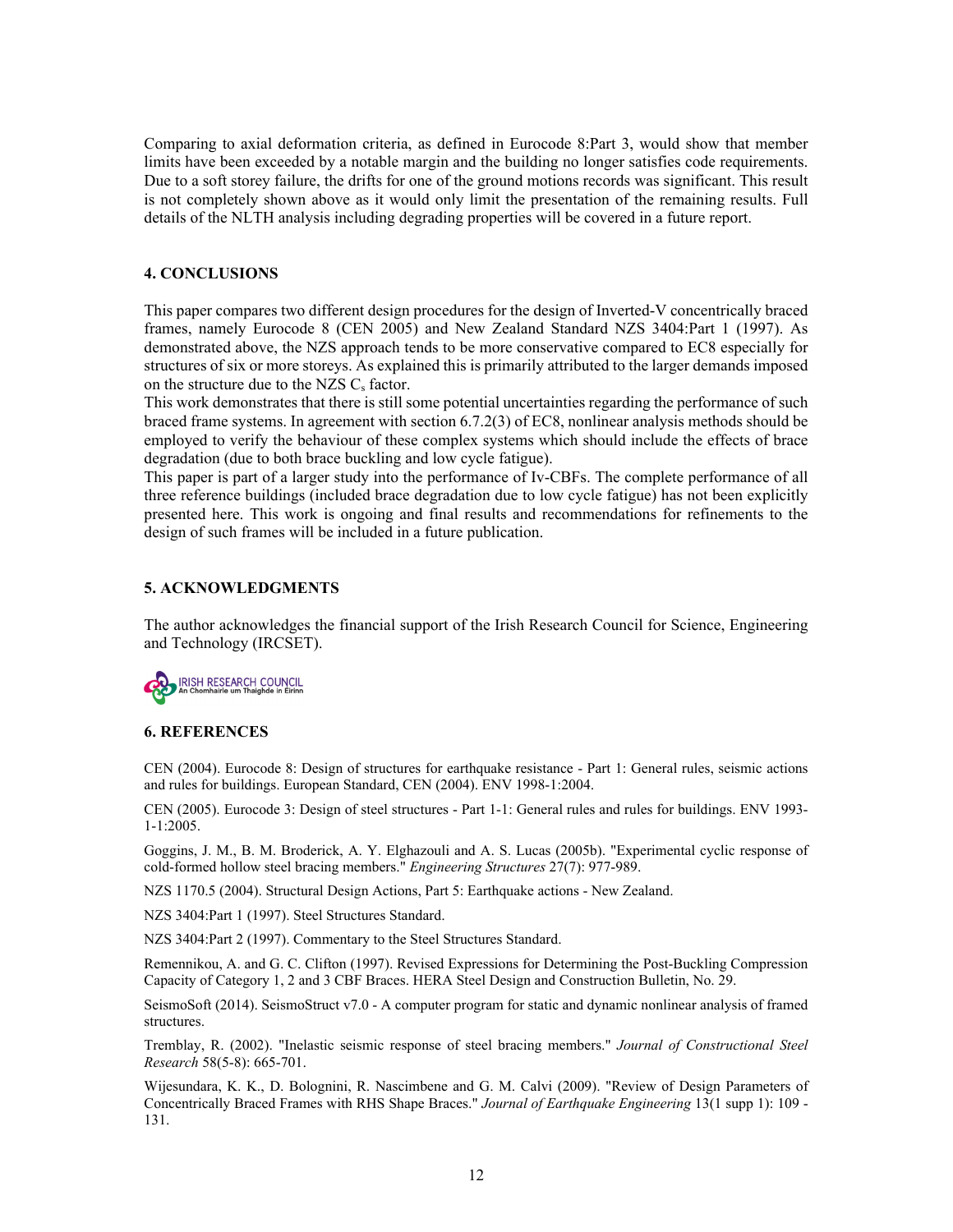Comparing to axial deformation criteria, as defined in Eurocode 8:Part 3, would show that member limits have been exceeded by a notable margin and the building no longer satisfies code requirements. Due to a soft storey failure, the drifts for one of the ground motions records was significant. This result is not completely shown above as it would only limit the presentation of the remaining results. Full details of the NLTH analysis including degrading properties will be covered in a future report.

## 4. CONCLUSIONS

This paper compares two different design procedures for the design of Inverted-V concentrically braced frames, namely Eurocode 8 (CEN 2005) and New Zealand Standard NZS 3404:Part 1 (1997). As demonstrated above, the NZS approach tends to be more conservative compared to EC8 especially for structures of six or more storeys. As explained this is primarily attributed to the larger demands imposed on the structure due to the NZS $C_s$ factor.

This work demonstrates that there is still some potential uncertainties regarding the performance of such braced frame systems. In agreement with section 6.7.2(3) of EC8, nonlinear analysis methods should be employed to verify the behaviour of these complex systems which should include the effects of brace degradation (due to both brace buckling and low cycle fatigue).

This paper is part of a larger study into the performance of Iv-CBFs. The complete performance of all three reference buildings (included brace degradation due to low cycle fatigue) has not been explicitly presented here. This work is ongoing and final results and recommendations for refinements to the design of such frames will be included in a future publication.

## 5. ACKNOWLEDGMENTS

The author acknowledges the financial support of the Irish Research Council for Science, Engineering and Technology (IRCSET).

IRISH RESEARCH COUNCIL
An Chomhairle um Thaighde in Éirinn

## 6. REFERENCES

CEN (2004). Eurocode 8: Design of structures for earthquake resistance - Part 1: General rules, seismic actions and rules for buildings. European Standard, CEN (2004). ENV 1998-1:2004.

CEN (2005). Eurocode 3: Design of steel structures - Part 1-1: General rules and rules for buildings. ENV 1993-1-1:2005.

Goggins, J. M., B. M. Broderick, A. Y. Elghazouli and A. S. Lucas (2005b). "Experimental cyclic response of cold-formed hollow steel bracing members." *Engineering Structures* 27(7): 977-989.

NZS 1170.5 (2004). Structural Design Actions, Part 5: Earthquake actions - New Zealand.

NZS 3404:Part 1 (1997). Steel Structures Standard.

NZS 3404:Part 2 (1997). Commentary to the Steel Structures Standard.

Remennikou, A. and G. C. Clifton (1997). Revised Expressions for Determining the Post-Buckling Compression Capacity of Category 1, 2 and 3 CBF Braces. HERA Steel Design and Construction Bulletin, No. 29.

SeismoSoft (2014). SeismoStruct v7.0 - A computer program for static and dynamic nonlinear analysis of framed structures.

Tremblay, R. (2002). "Inelastic seismic response of steel bracing members." *Journal of Constructional Steel Research* 58(5-8): 665-701.

Wijesundara, K. K., D. Bolognini, R. Nascimbene and G. M. Calvi (2009). "Review of Design Parameters of Concentrically Braced Frames with RHS Shape Braces." *Journal of Earthquake Engineering* 13(1 supp 1): 109 - 131.